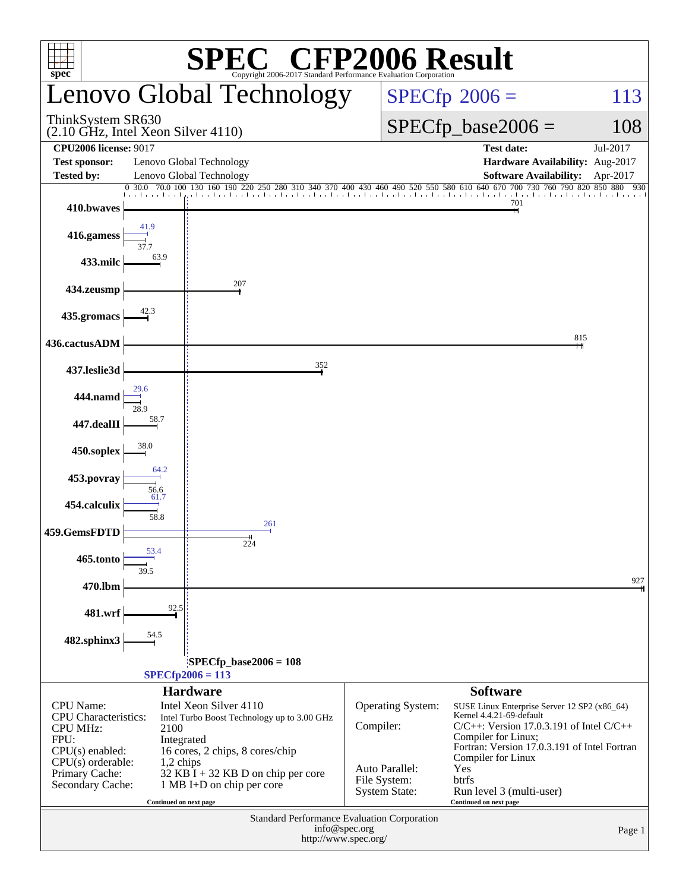# SPEC® CFP2006 Result

Copyright 2006-2017 Standard Performance Evaluation Corporation

## Lenovo Global Technology

ThinkSystem SR630
(2.10 GHz, Intel Xeon Silver 4110)

SPECfp 2006 = 113

SPECfp_base2006 = 108

| | | | |
|---|---|---|---|
| **CPU2006 license:** 9017 | | **Test date:** | Jul-2017 |
| **Test sponsor:** | Lenovo Global Technology | **Hardware Availability:** | Aug-2017 |
| **Tested by:** | Lenovo Global Technology | **Software Availability:** | Apr-2017 |

| Benchmark | Peak | Base |
|---|---|---|
| 410.bwaves | | 701 |
| 416.gamess | 41.9 | 37.7 |
| 433.milc | | 63.9 |
| 434.zeusmp | | 207 |
| 435.gromacs | | 42.3 |
| 436.cactusADM | | 815 |
| 437.leslie3d | | 352 |
| 444.namd | 29.6 | 28.9 |
| 447.dealII | | 58.7 |
| 450.soplex | | 38.0 |
| 453.povray | 64.2 | 56.6 |
| 454.calculix | 61.7 | 58.8 |
| 459.GemsFDTD | 261 | 224 |
| 465.tonto | 53.4 | 39.5 |
| 470.lbm | | 927 |
| 481.wrf | | 92.5 |
| 482.sphinx3 | | 54.5 |

**SPECfp_base2006 = 108**

**SPECfp2006 = 113**

### Hardware

| | |
|---|---|
| CPU Name: | Intel Xeon Silver 4110 |
| CPU Characteristics: | Intel Turbo Boost Technology up to 3.00 GHz |
| CPU MHz: | 2100 |
| FPU: | Integrated |
| CPU(s) enabled: | 16 cores, 2 chips, 8 cores/chip |
| CPU(s) orderable: | 1,2 chips |
| Primary Cache: | 32 KB I + 32 KB D on chip per core |
| Secondary Cache: | 1 MB I+D on chip per core |

Continued on next page

### Software

| | |
|---|---|
| Operating System: | SUSE Linux Enterprise Server 12 SP2 (x86_64) Kernel 4.4.21-69-default |
| Compiler: | C/C++: Version 17.0.3.191 of Intel C/C++ Compiler for Linux; Fortran: Version 17.0.3.191 of Intel Fortran Compiler for Linux |
| Auto Parallel: | Yes |
| File System: | btrfs |
| System State: | Run level 3 (multi-user) |

Continued on next page

Standard Performance Evaluation Corporation
info@spec.org
http://www.spec.org/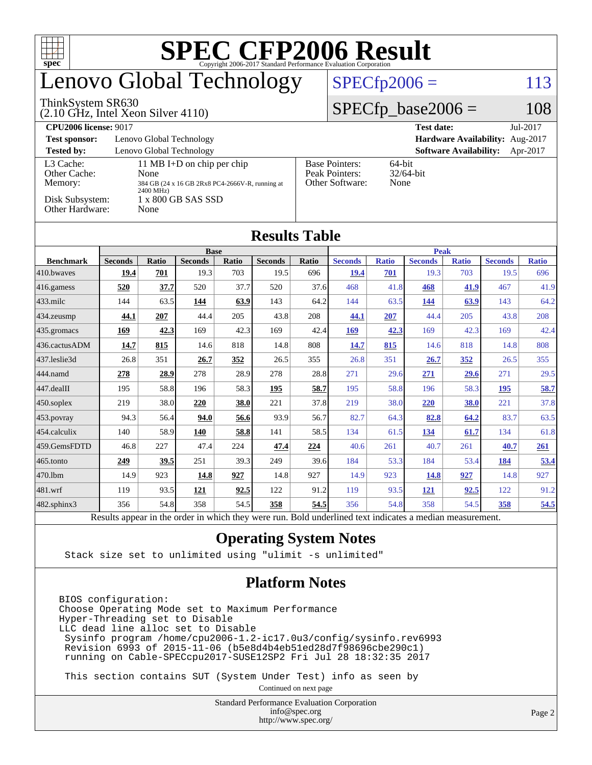# SPEC CFP2006 Result

Copyright 2006-2017 Standard Performance Evaluation Corporation

# Lenovo Global Technology

ThinkSystem SR630
(2.10 GHz, Intel Xeon Silver 4110)

SPECfp2006 = 113

SPECfp_base2006 = 108

| | | | |
|---|---|---|---|
| **CPU2006 license:** 9017 | | **Test date:** | Jul-2017 |
| **Test sponsor:** | Lenovo Global Technology | **Hardware Availability:** | Aug-2017 |
| **Tested by:** | Lenovo Global Technology | **Software Availability:** | Apr-2017 |

| | |
|---|---|
| L3 Cache: | 11 MB I+D on chip per chip |
| Other Cache: | None |
| Memory: | 384 GB (24 x 16 GB 2Rx8 PC4-2666V-R, running at 2400 MHz) |
| Disk Subsystem: | 1 x 800 GB SAS SSD |
| Other Hardware: | None |

| | |
|---|---|
| Base Pointers: | 64-bit |
| Peak Pointers: | 32/64-bit |
| Other Software: | None |

## Results Table

| | Base | | | | | | Peak | | | | | |
|---|---|---|---|---|---|---|---|---|---|---|---|---|
| **Benchmark** | **Seconds** | **Ratio** | **Seconds** | **Ratio** | **Seconds** | **Ratio** | **Seconds** | **Ratio** | **Seconds** | **Ratio** | **Seconds** | **Ratio** |
| 410.bwaves | **19.4** | **701** | 19.3 | 703 | 19.5 | 696 | **19.4** | **701** | 19.3 | 703 | 19.5 | 696 |
| 416.gamess | **520** | **37.7** | 520 | 37.7 | 520 | 37.6 | 468 | 41.8 | **468** | **41.9** | 467 | 41.9 |
| 433.milc | 144 | 63.5 | **144** | **63.9** | 143 | 64.2 | 144 | 63.5 | **144** | **63.9** | 143 | 64.2 |
| 434.zeusmp | **44.1** | **207** | 44.4 | 205 | 43.8 | 208 | **44.1** | **207** | 44.4 | 205 | 43.8 | 208 |
| 435.gromacs | **169** | **42.3** | 169 | 42.3 | 169 | 42.4 | **169** | **42.3** | 169 | 42.3 | 169 | 42.4 |
| 436.cactusADM | **14.7** | **815** | 14.6 | 818 | 14.8 | 808 | **14.7** | **815** | 14.6 | 818 | 14.8 | 808 |
| 437.leslie3d | 26.8 | 351 | **26.7** | **352** | 26.5 | 355 | 26.8 | 351 | **26.7** | **352** | 26.5 | 355 |
| 444.namd | **278** | **28.9** | 278 | 28.9 | 278 | 28.8 | 271 | 29.6 | **271** | **29.6** | 271 | 29.5 |
| 447.dealII | 195 | 58.8 | 196 | 58.3 | **195** | **58.7** | 195 | 58.8 | 196 | 58.3 | **195** | **58.7** |
| 450.soplex | 219 | 38.0 | **220** | **38.0** | 221 | 37.8 | 219 | 38.0 | **220** | **38.0** | 221 | 37.8 |
| 453.povray | 94.3 | 56.4 | **94.0** | **56.6** | 93.9 | 56.7 | 82.7 | 64.3 | **82.8** | **64.2** | 83.7 | 63.5 |
| 454.calculix | 140 | 58.9 | **140** | **58.8** | 141 | 58.5 | 134 | 61.5 | **134** | **61.7** | 134 | 61.8 |
| 459.GemsFDTD | 46.8 | 227 | 47.4 | 224 | **47.4** | **224** | 40.6 | 261 | 40.7 | 261 | **40.7** | **261** |
| 465.tonto | **249** | **39.5** | 251 | 39.3 | 249 | 39.6 | 184 | 53.3 | 184 | 53.4 | **184** | **53.4** |
| 470.lbm | 14.9 | 923 | **14.8** | **927** | 14.8 | 927 | 14.9 | 923 | **14.8** | **927** | 14.8 | 927 |
| 481.wrf | 119 | 93.5 | **121** | **92.5** | 122 | 91.2 | 119 | 93.5 | **121** | **92.5** | 122 | 91.2 |
| 482.sphinx3 | 356 | 54.8 | 358 | 54.5 | **358** | **54.5** | 356 | 54.8 | 358 | 54.5 | **358** | **54.5** |

Results appear in the order in which they were run. Bold underlined text indicates a median measurement.

## Operating System Notes

```
Stack size set to unlimited using "ulimit -s unlimited"
```

## Platform Notes

```
BIOS configuration:
Choose Operating Mode set to Maximum Performance
Hyper-Threading set to Disable
LLC dead line alloc set to Disable
 Sysinfo program /home/cpu2006-1.2-ic17.0u3/config/sysinfo.rev6993
 Revision 6993 of 2015-11-06 (b5e8d4b4eb51ed28d7f98696cbe290c1)
 running on Cable-SPECcpu2017-SUSE12SP2 Fri Jul 28 18:32:35 2017

 This section contains SUT (System Under Test) info as seen by
```

Continued on next page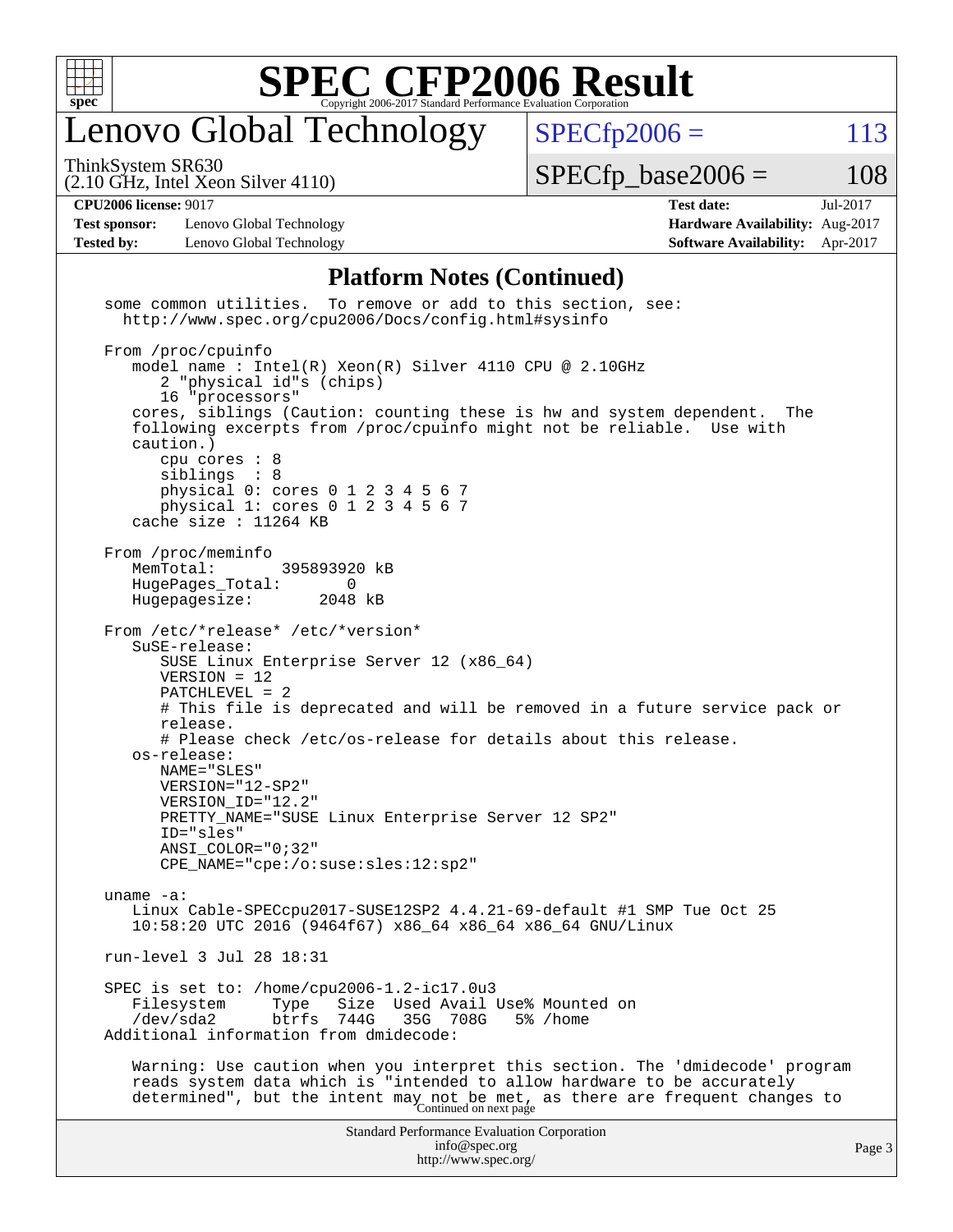## Platform Notes (Continued)

```
 some common utilities.  To remove or add to this section, see:
   http://www.spec.org/cpu2006/Docs/config.html#sysinfo

 From /proc/cpuinfo
    model name : Intel(R) Xeon(R) Silver 4110 CPU @ 2.10GHz
       2 "physical id"s (chips)
       16 "processors"
    cores, siblings (Caution: counting these is hw and system dependent.  The
    following excerpts from /proc/cpuinfo might not be reliable.  Use with
    caution.)
       cpu cores : 8
       siblings  : 8
       physical 0: cores 0 1 2 3 4 5 6 7
       physical 1: cores 0 1 2 3 4 5 6 7
    cache size : 11264 KB

 From /proc/meminfo
    MemTotal:       395893920 kB
    HugePages_Total:       0
    Hugepagesize:       2048 kB

 From /etc/*release* /etc/*version*
    SuSE-release:
       SUSE Linux Enterprise Server 12 (x86_64)
       VERSION = 12
       PATCHLEVEL = 2
       # This file is deprecated and will be removed in a future service pack or
       release.
       # Please check /etc/os-release for details about this release.
    os-release:
       NAME="SLES"
       VERSION="12-SP2"
       VERSION_ID="12.2"
       PRETTY_NAME="SUSE Linux Enterprise Server 12 SP2"
       ID="sles"
       ANSI_COLOR="0;32"
       CPE_NAME="cpe:/o:suse:sles:12:sp2"

 uname -a:
    Linux Cable-SPECcpu2017-SUSE12SP2 4.4.21-69-default #1 SMP Tue Oct 25
    10:58:20 UTC 2016 (9464f67) x86_64 x86_64 x86_64 GNU/Linux

 run-level 3 Jul 28 18:31

 SPEC is set to: /home/cpu2006-1.2-ic17.0u3
    Filesystem     Type   Size  Used Avail Use% Mounted on
    /dev/sda2      btrfs  744G   35G  708G   5% /home
 Additional information from dmidecode:

    Warning: Use caution when you interpret this section. The 'dmidecode' program
    reads system data which is "intended to allow hardware to be accurately
    determined", but the intent may not be met, as there are frequent changes to
```

Continued on next page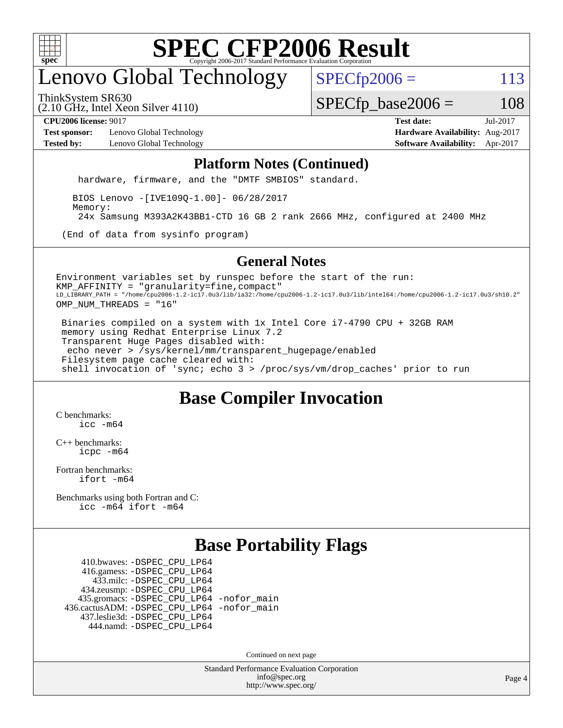# SPEC CFP2006 Result

Copyright 2006-2017 Standard Performance Evaluation Corporation

## Lenovo Global Technology

ThinkSystem SR630
(2.10 GHz, Intel Xeon Silver 4110)

SPECfp2006 = 113

SPECfp_base2006 = 108

| | | | |
|---|---|---|---|
| **CPU2006 license:** 9017 | | **Test date:** | Jul-2017 |
| **Test sponsor:** | Lenovo Global Technology | **Hardware Availability:** | Aug-2017 |
| **Tested by:** | Lenovo Global Technology | **Software Availability:** | Apr-2017 |

### Platform Notes (Continued)

```
    hardware, firmware, and the "DMTF SMBIOS" standard.

   BIOS Lenovo -[IVE109Q-1.00]- 06/28/2017
   Memory:
    24x Samsung M393A2K43BB1-CTD 16 GB 2 rank 2666 MHz, configured at 2400 MHz

 (End of data from sysinfo program)
```

### General Notes

```
Environment variables set by runspec before the start of the run:
KMP_AFFINITY = "granularity=fine,compact"
LD_LIBRARY_PATH = "/home/cpu2006-1.2-ic17.0u3/lib/ia32:/home/cpu2006-1.2-ic17.0u3/lib/intel64:/home/cpu2006-1.2-ic17.0u3/sh10.2"
OMP_NUM_THREADS = "16"

 Binaries compiled on a system with 1x Intel Core i7-4790 CPU + 32GB RAM
 memory using Redhat Enterprise Linux 7.2
 Transparent Huge Pages disabled with:
  echo never > /sys/kernel/mm/transparent_hugepage/enabled
 Filesystem page cache cleared with:
 shell invocation of 'sync; echo 3 > /proc/sys/vm/drop_caches' prior to run
```

## Base Compiler Invocation

C benchmarks:
```
icc -m64
```

C++ benchmarks:
```
icpc -m64
```

Fortran benchmarks:
```
ifort -m64
```

Benchmarks using both Fortran and C:
```
icc -m64 ifort -m64
```

## Base Portability Flags

```
    410.bwaves: -DSPEC_CPU_LP64
    416.gamess: -DSPEC_CPU_LP64
      433.milc: -DSPEC_CPU_LP64
    434.zeusmp: -DSPEC_CPU_LP64
   435.gromacs: -DSPEC_CPU_LP64 -nofor_main
436.cactusADM: -DSPEC_CPU_LP64 -nofor_main
   437.leslie3d: -DSPEC_CPU_LP64
      444.namd: -DSPEC_CPU_LP64
```

Continued on next page

Standard Performance Evaluation Corporation
info@spec.org
http://www.spec.org/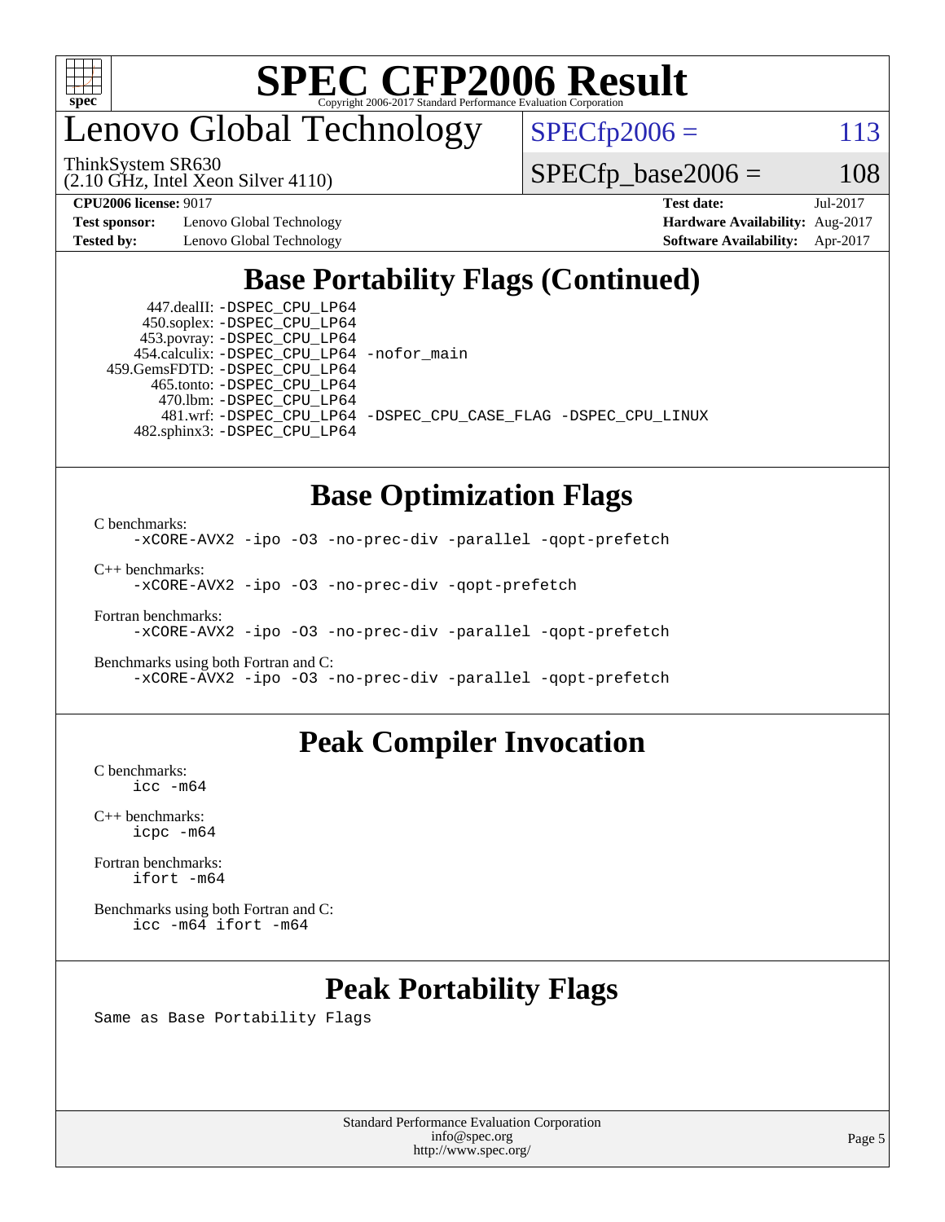# Lenovo Global Technology

ThinkSystem SR630
(2.10 GHz, Intel Xeon Silver 4110)

SPECfp2006 = 113

SPECfp_base2006 = 108

**CPU2006 license:** 9017
**Test sponsor:** Lenovo Global Technology
**Tested by:** Lenovo Global Technology

**Test date:** Jul-2017
**Hardware Availability:** Aug-2017
**Software Availability:** Apr-2017

## Base Portability Flags (Continued)

```
      447.dealII: -DSPEC_CPU_LP64
      450.soplex: -DSPEC_CPU_LP64
      453.povray: -DSPEC_CPU_LP64
    454.calculix: -DSPEC_CPU_LP64 -nofor_main
   459.GemsFDTD: -DSPEC_CPU_LP64
       465.tonto: -DSPEC_CPU_LP64
         470.lbm: -DSPEC_CPU_LP64
         481.wrf: -DSPEC_CPU_LP64 -DSPEC_CPU_CASE_FLAG -DSPEC_CPU_LINUX
     482.sphinx3: -DSPEC_CPU_LP64
```

## Base Optimization Flags

C benchmarks:
```
-xCORE-AVX2 -ipo -O3 -no-prec-div -parallel -qopt-prefetch
```

C++ benchmarks:
```
-xCORE-AVX2 -ipo -O3 -no-prec-div -qopt-prefetch
```

Fortran benchmarks:
```
-xCORE-AVX2 -ipo -O3 -no-prec-div -parallel -qopt-prefetch
```

Benchmarks using both Fortran and C:
```
-xCORE-AVX2 -ipo -O3 -no-prec-div -parallel -qopt-prefetch
```

## Peak Compiler Invocation

C benchmarks:
```
icc -m64
```

C++ benchmarks:
```
icpc -m64
```

Fortran benchmarks:
```
ifort -m64
```

Benchmarks using both Fortran and C:
```
icc -m64 ifort -m64
```

## Peak Portability Flags

Same as Base Portability Flags

Standard Performance Evaluation Corporation
info@spec.org
http://www.spec.org/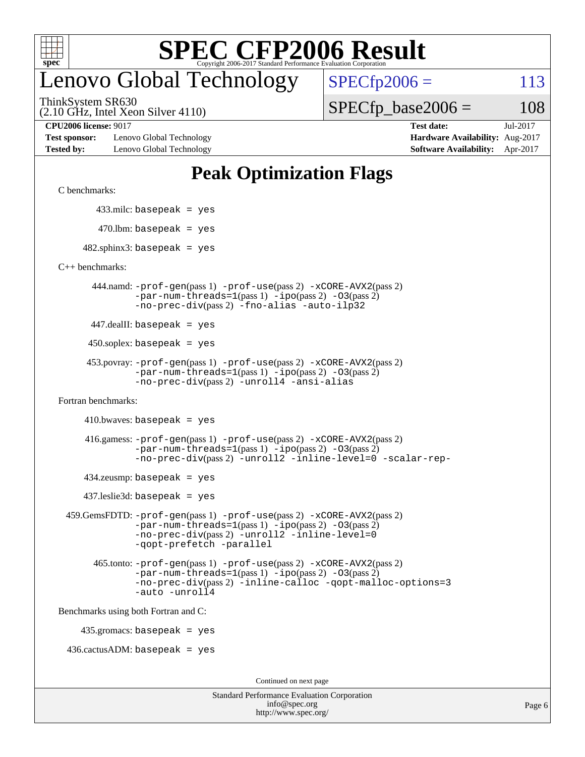# SPEC CFP2006 Result

Copyright 2006-2017 Standard Performance Evaluation Corporation

# Lenovo Global Technology

ThinkSystem SR630
(2.10 GHz, Intel Xeon Silver 4110)

SPECfp2006 = 113

SPECfp_base2006 = 108

**CPU2006 license:** 9017
**Test sponsor:** Lenovo Global Technology
**Tested by:** Lenovo Global Technology

**Test date:** Jul-2017
**Hardware Availability:** Aug-2017
**Software Availability:** Apr-2017

## Peak Optimization Flags

C benchmarks:

433.milc: basepeak = yes

470.lbm: basepeak = yes

482.sphinx3: basepeak = yes

C++ benchmarks:

444.namd: -prof-gen(pass 1) -prof-use(pass 2) -xCORE-AVX2(pass 2) -par-num-threads=1(pass 1) -ipo(pass 2) -O3(pass 2) -no-prec-div(pass 2) -fno-alias -auto-ilp32

447.dealII: basepeak = yes

450.soplex: basepeak = yes

453.povray: -prof-gen(pass 1) -prof-use(pass 2) -xCORE-AVX2(pass 2) -par-num-threads=1(pass 1) -ipo(pass 2) -O3(pass 2) -no-prec-div(pass 2) -unroll4 -ansi-alias

Fortran benchmarks:

410.bwaves: basepeak = yes

416.gamess: -prof-gen(pass 1) -prof-use(pass 2) -xCORE-AVX2(pass 2) -par-num-threads=1(pass 1) -ipo(pass 2) -O3(pass 2) -no-prec-div(pass 2) -unroll2 -inline-level=0 -scalar-rep-

434.zeusmp: basepeak = yes

437.leslie3d: basepeak = yes

459.GemsFDTD: -prof-gen(pass 1) -prof-use(pass 2) -xCORE-AVX2(pass 2) -par-num-threads=1(pass 1) -ipo(pass 2) -O3(pass 2) -no-prec-div(pass 2) -unroll2 -inline-level=0 -qopt-prefetch -parallel

465.tonto: -prof-gen(pass 1) -prof-use(pass 2) -xCORE-AVX2(pass 2) -par-num-threads=1(pass 1) -ipo(pass 2) -O3(pass 2) -no-prec-div(pass 2) -inline-calloc -qopt-malloc-options=3 -auto -unroll4

Benchmarks using both Fortran and C:

435.gromacs: basepeak = yes

436.cactusADM: basepeak = yes

Continued on next page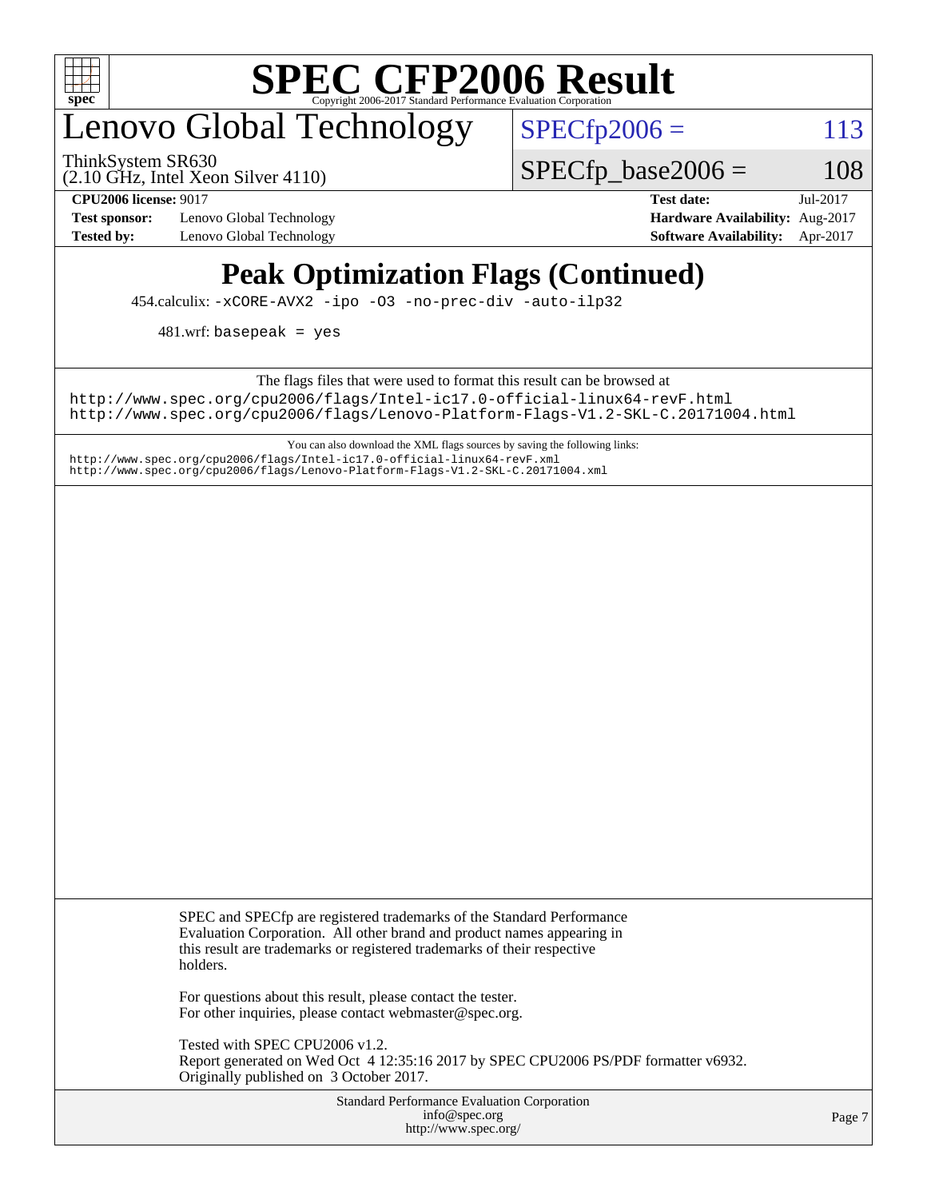# Peak Optimization Flags (Continued)

454.calculix: -xCORE-AVX2 -ipo -O3 -no-prec-div -auto-ilp32

481.wrf: basepeak = yes

The flags files that were used to format this result can be browsed at
http://www.spec.org/cpu2006/flags/Intel-ic17.0-official-linux64-revF.html
http://www.spec.org/cpu2006/flags/Lenovo-Platform-Flags-V1.2-SKL-C.20171004.html

You can also download the XML flags sources by saving the following links:
http://www.spec.org/cpu2006/flags/Intel-ic17.0-official-linux64-revF.xml
http://www.spec.org/cpu2006/flags/Lenovo-Platform-Flags-V1.2-SKL-C.20171004.xml

SPEC and SPECfp are registered trademarks of the Standard Performance Evaluation Corporation. All other brand and product names appearing in this result are trademarks or registered trademarks of their respective holders.

For questions about this result, please contact the tester.
For other inquiries, please contact webmaster@spec.org.

Tested with SPEC CPU2006 v1.2.
Report generated on Wed Oct 4 12:35:16 2017 by SPEC CPU2006 PS/PDF formatter v6932.
Originally published on 3 October 2017.